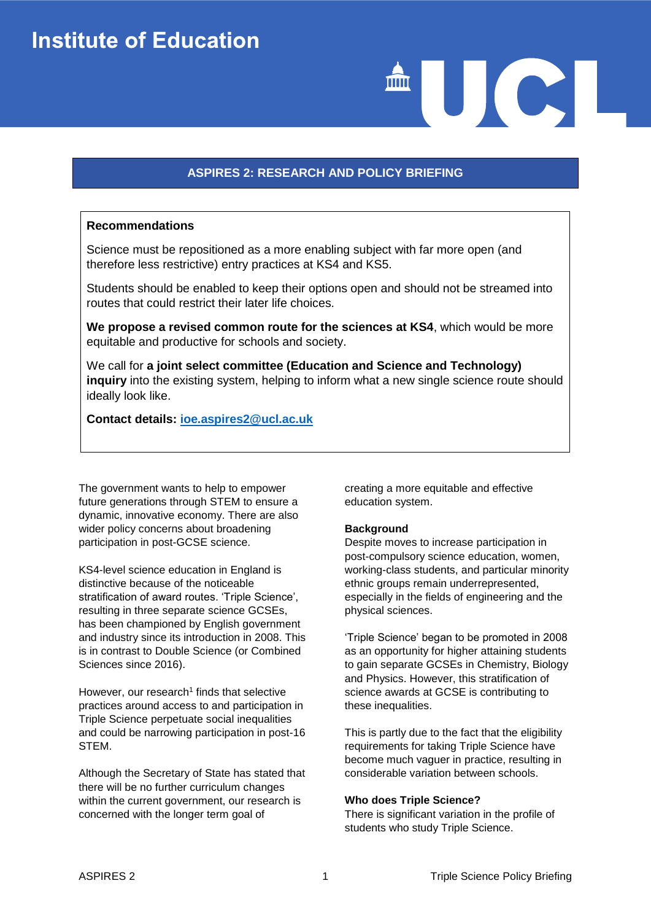# Institute of Education

## ASPIRES 2: RESEARCH AND POLICY BRIEFING

**Recommendations**

Science must be repositioned as a more enabling subject with far more open (and therefore less restrictive) entry practices at KS4 and KS5.

Students should be enabled to keep their options open and should not be streamed into routes that could restrict their later life choices.

**We propose a revised common route for the sciences at KS4**, which would be more equitable and productive for schools and society.

We call for **a joint select committee (Education and Science and Technology) inquiry** into the existing system, helping to inform what a new single science route should ideally look like.

**Contact details: ioe.aspires2@ucl.ac.uk**

The government wants to help to empower future generations through STEM to ensure a dynamic, innovative economy. There are also wider policy concerns about broadening participation in post-GCSE science.

KS4-level science education in England is distinctive because of the noticeable stratification of award routes. 'Triple Science', resulting in three separate science GCSEs, has been championed by English government and industry since its introduction in 2008. This is in contrast to Double Science (or Combined Sciences since 2016).

However, our research[1] finds that selective practices around access to and participation in Triple Science perpetuate social inequalities and could be narrowing participation in post-16 STEM.

Although the Secretary of State has stated that there will be no further curriculum changes within the current government, our research is concerned with the longer term goal of creating a more equitable and effective education system.

### Background

Despite moves to increase participation in post-compulsory science education, women, working-class students, and particular minority ethnic groups remain underrepresented, especially in the fields of engineering and the physical sciences.

'Triple Science' began to be promoted in 2008 as an opportunity for higher attaining students to gain separate GCSEs in Chemistry, Biology and Physics. However, this stratification of science awards at GCSE is contributing to these inequalities.

This is partly due to the fact that the eligibility requirements for taking Triple Science have become much vaguer in practice, resulting in considerable variation between schools.

### Who does Triple Science?

There is significant variation in the profile of students who study Triple Science.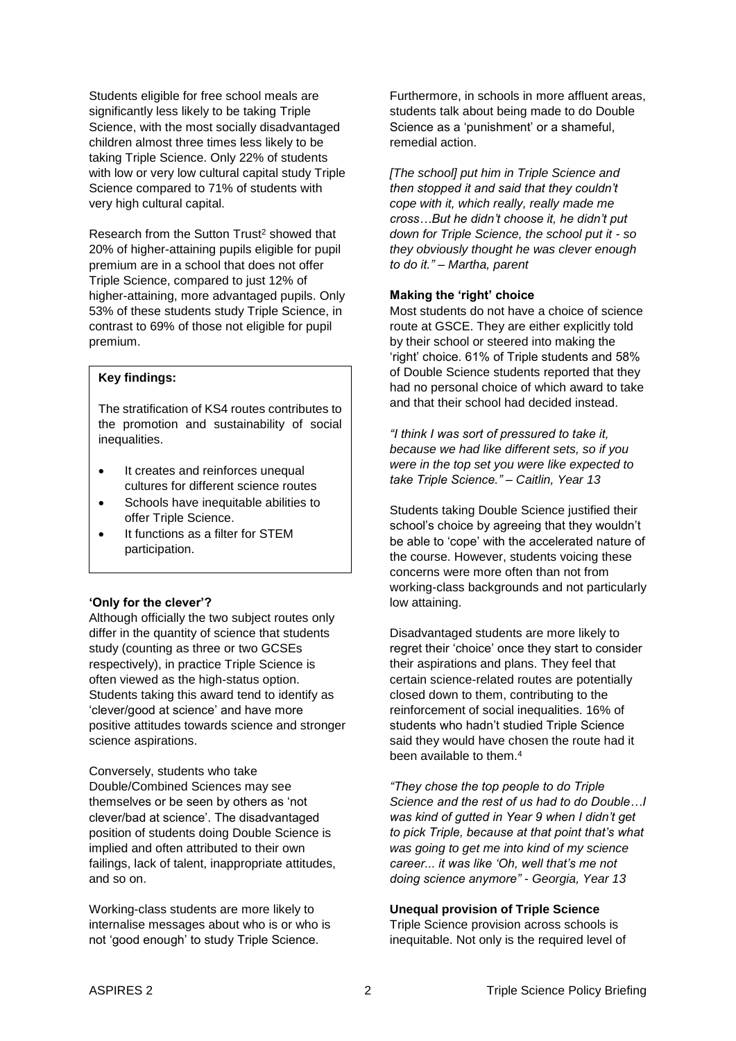Students eligible for free school meals are significantly less likely to be taking Triple Science, with the most socially disadvantaged children almost three times less likely to be taking Triple Science. Only 22% of students with low or very low cultural capital study Triple Science compared to 71% of students with very high cultural capital.

Research from the Sutton Trust[2] showed that 20% of higher-attaining pupils eligible for pupil premium are in a school that does not offer Triple Science, compared to just 12% of higher-attaining, more advantaged pupils. Only 53% of these students study Triple Science, in contrast to 69% of those not eligible for pupil premium.

> **Key findings:**
>
> The stratification of KS4 routes contributes to the promotion and sustainability of social inequalities.
>
> - It creates and reinforces unequal cultures for different science routes
> - Schools have inequitable abilities to offer Triple Science.
> - It functions as a filter for STEM participation.

**'Only for the clever'?**

Although officially the two subject routes only differ in the quantity of science that students study (counting as three or two GCSEs respectively), in practice Triple Science is often viewed as the high-status option. Students taking this award tend to identify as 'clever/good at science' and have more positive attitudes towards science and stronger science aspirations.

Conversely, students who take Double/Combined Sciences may see themselves or be seen by others as 'not clever/bad at science'. The disadvantaged position of students doing Double Science is implied and often attributed to their own failings, lack of talent, inappropriate attitudes, and so on.

Working-class students are more likely to internalise messages about who is or who is not 'good enough' to study Triple Science.

Furthermore, in schools in more affluent areas, students talk about being made to do Double Science as a 'punishment' or a shameful, remedial action.

*[The school] put him in Triple Science and then stopped it and said that they couldn't cope with it, which really, really made me cross…But he didn't choose it, he didn't put down for Triple Science, the school put it - so they obviously thought he was clever enough to do it." – Martha, parent*

**Making the 'right' choice**

Most students do not have a choice of science route at GSCE. They are either explicitly told by their school or steered into making the 'right' choice. 61% of Triple students and 58% of Double Science students reported that they had no personal choice of which award to take and that their school had decided instead.

*"I think I was sort of pressured to take it, because we had like different sets, so if you were in the top set you were like expected to take Triple Science." – Caitlin, Year 13*

Students taking Double Science justified their school's choice by agreeing that they wouldn't be able to 'cope' with the accelerated nature of the course. However, students voicing these concerns were more often than not from working-class backgrounds and not particularly low attaining.

Disadvantaged students are more likely to regret their 'choice' once they start to consider their aspirations and plans. They feel that certain science-related routes are potentially closed down to them, contributing to the reinforcement of social inequalities. 16% of students who hadn't studied Triple Science said they would have chosen the route had it been available to them.[4]

*"They chose the top people to do Triple Science and the rest of us had to do Double…I was kind of gutted in Year 9 when I didn't get to pick Triple, because at that point that's what was going to get me into kind of my science career... it was like 'Oh, well that's me not doing science anymore" - Georgia, Year 13*

**Unequal provision of Triple Science**

Triple Science provision across schools is inequitable. Not only is the required level of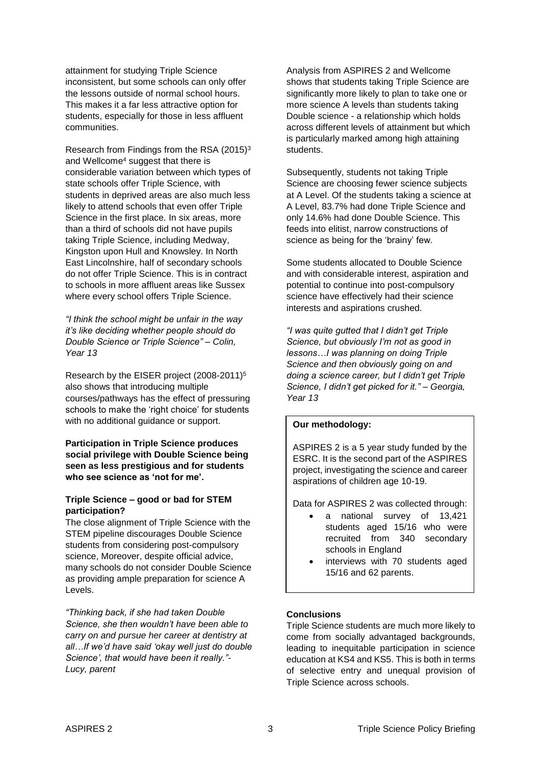attainment for studying Triple Science inconsistent, but some schools can only offer the lessons outside of normal school hours. This makes it a far less attractive option for students, especially for those in less affluent communities.

Research from Findings from the RSA (2015)[3] and Wellcome[4] suggest that there is considerable variation between which types of state schools offer Triple Science, with students in deprived areas are also much less likely to attend schools that even offer Triple Science in the first place. In six areas, more than a third of schools did not have pupils taking Triple Science, including Medway, Kingston upon Hull and Knowsley. In North East Lincolnshire, half of secondary schools do not offer Triple Science. This is in contract to schools in more affluent areas like Sussex where every school offers Triple Science.

*"I think the school might be unfair in the way it's like deciding whether people should do Double Science or Triple Science" – Colin, Year 13*

Research by the EISER project (2008-2011)[5] also shows that introducing multiple courses/pathways has the effect of pressuring schools to make the 'right choice' for students with no additional guidance or support.

**Participation in Triple Science produces social privilege with Double Science being seen as less prestigious and for students who see science as 'not for me'.**

### Triple Science – good or bad for STEM participation?

The close alignment of Triple Science with the STEM pipeline discourages Double Science students from considering post-compulsory science, Moreover, despite official advice, many schools do not consider Double Science as providing ample preparation for science A Levels.

*"Thinking back, if she had taken Double Science, she then wouldn't have been able to carry on and pursue her career at dentistry at all…If we'd have said 'okay well just do double Science', that would have been it really."- Lucy, parent*

Analysis from ASPIRES 2 and Wellcome shows that students taking Triple Science are significantly more likely to plan to take one or more science A levels than students taking Double science - a relationship which holds across different levels of attainment but which is particularly marked among high attaining students.

Subsequently, students not taking Triple Science are choosing fewer science subjects at A Level. Of the students taking a science at A Level, 83.7% had done Triple Science and only 14.6% had done Double Science. This feeds into elitist, narrow constructions of science as being for the 'brainy' few.

Some students allocated to Double Science and with considerable interest, aspiration and potential to continue into post-compulsory science have effectively had their science interests and aspirations crushed.

*"I was quite gutted that I didn't get Triple Science, but obviously I'm not as good in lessons…I was planning on doing Triple Science and then obviously going on and doing a science career, but I didn't get Triple Science, I didn't get picked for it." – Georgia, Year 13*

**Our methodology:**

ASPIRES 2 is a 5 year study funded by the ESRC. It is the second part of the ASPIRES project, investigating the science and career aspirations of children age 10-19.

Data for ASPIRES 2 was collected through:

- a national survey of 13,421 students aged 15/16 who were recruited from 340 secondary schools in England
- interviews with 70 students aged 15/16 and 62 parents.

### Conclusions

Triple Science students are much more likely to come from socially advantaged backgrounds, leading to inequitable participation in science education at KS4 and KS5. This is both in terms of selective entry and unequal provision of Triple Science across schools.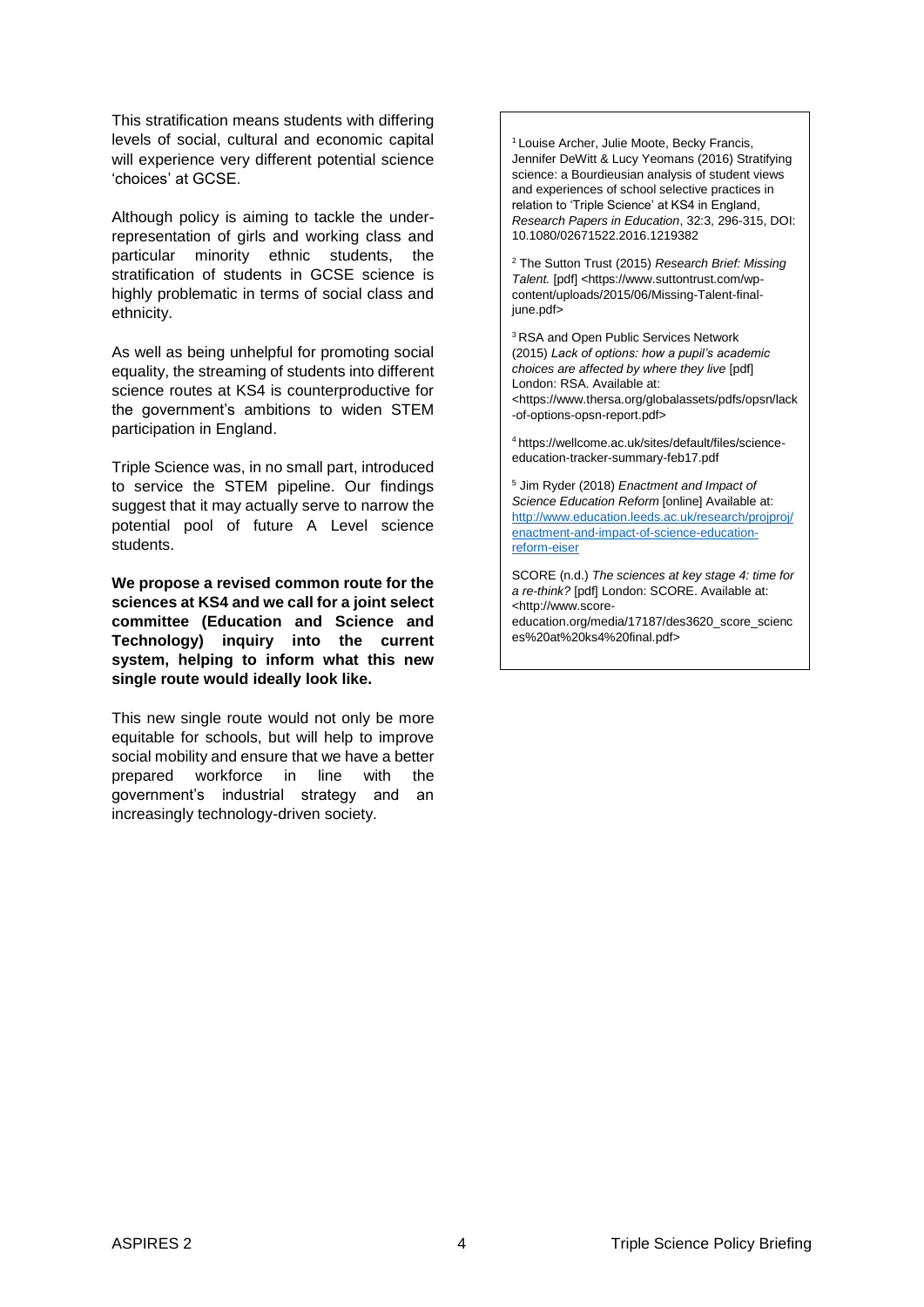This stratification means students with differing levels of social, cultural and economic capital will experience very different potential science 'choices' at GCSE.

Although policy is aiming to tackle the under-representation of girls and working class and particular minority ethnic students, the stratification of students in GCSE science is highly problematic in terms of social class and ethnicity.

As well as being unhelpful for promoting social equality, the streaming of students into different science routes at KS4 is counterproductive for the government's ambitions to widen STEM participation in England.

Triple Science was, in no small part, introduced to service the STEM pipeline. Our findings suggest that it may actually serve to narrow the potential pool of future A Level science students.

**We propose a revised common route for the sciences at KS4 and we call for a joint select committee (Education and Science and Technology) inquiry into the current system, helping to inform what this new single route would ideally look like.**

This new single route would not only be more equitable for schools, but will help to improve social mobility and ensure that we have a better prepared workforce in line with the government's industrial strategy and an increasingly technology-driven society.

---

[1] Louise Archer, Julie Moote, Becky Francis, Jennifer DeWitt & Lucy Yeomans (2016) Stratifying science: a Bourdieusian analysis of student views and experiences of school selective practices in relation to 'Triple Science' at KS4 in England, *Research Papers in Education*, 32:3, 296-315, DOI: 10.1080/02671522.2016.1219382

[2] The Sutton Trust (2015) *Research Brief: Missing Talent.* [pdf] <https://www.suttontrust.com/wp-content/uploads/2015/06/Missing-Talent-final-june.pdf>

[3] RSA and Open Public Services Network (2015) *Lack of options: how a pupil's academic choices are affected by where they live* [pdf] London: RSA. Available at: <https://www.thersa.org/globalassets/pdfs/opsn/lack-of-options-opsn-report.pdf>

[4] https://wellcome.ac.uk/sites/default/files/science-education-tracker-summary-feb17.pdf

[5] Jim Ryder (2018) *Enactment and Impact of Science Education Reform* [online] Available at: http://www.education.leeds.ac.uk/research/projproj/enactment-and-impact-of-science-education-reform-eiser

SCORE (n.d.) *The sciences at key stage 4: time for a re-think?* [pdf] London: SCORE. Available at: <http://www.score-education.org/media/17187/des3620_score_sciences%20at%20ks4%20final.pdf>